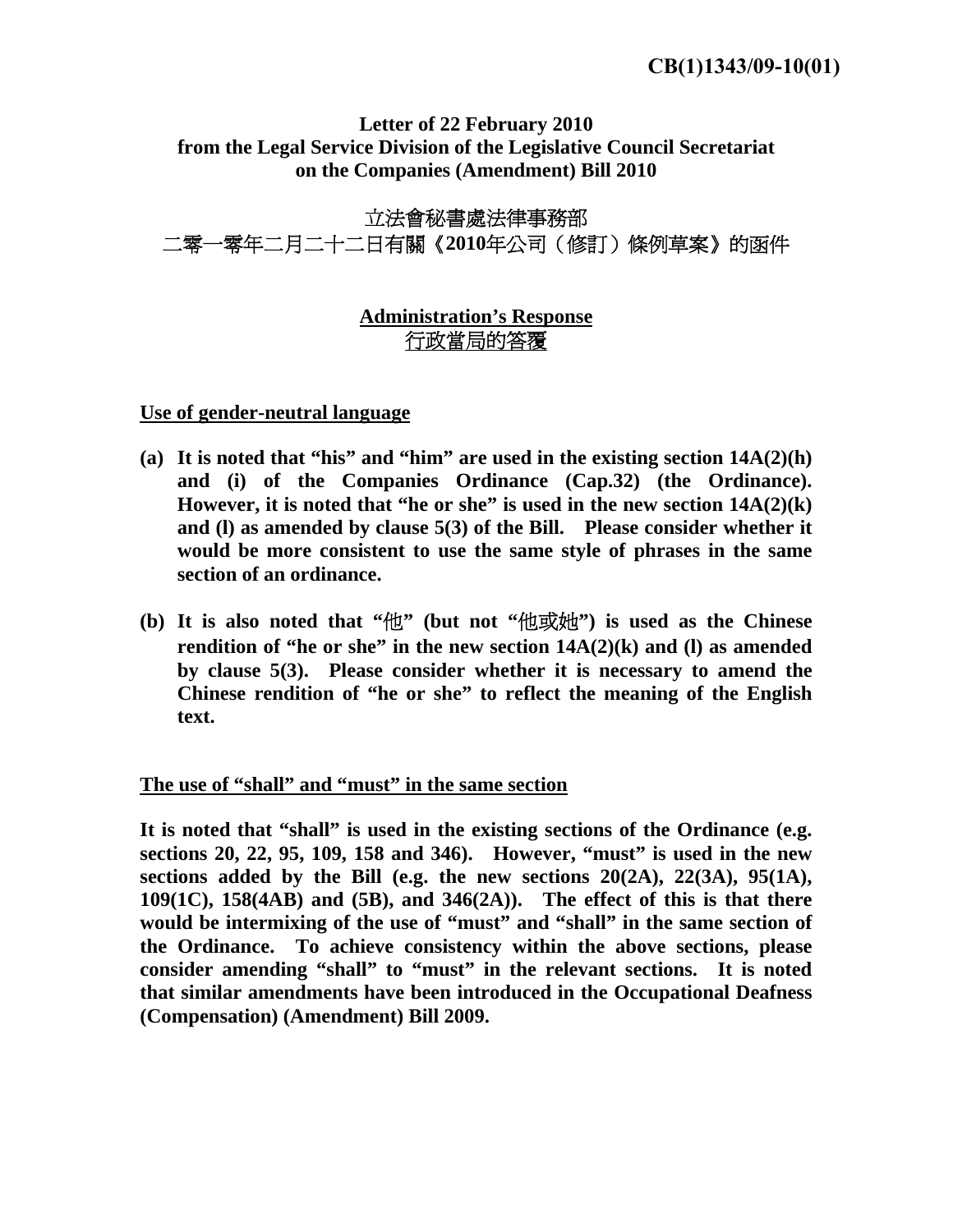**CB(1)1343/09-10(01)**

**Letter of 22 February 2010**
**from the Legal Service Division of the Legislative Council Secretariat**
**on the Companies (Amendment) Bill 2010**

立法會秘書處法律事務部
二零一零年二月二十二日有關《**2010**年公司（修訂）條例草案》的函件

**Administration's Response**
行政當局的答覆

**Use of gender-neutral language**

**(a) It is noted that "his" and "him" are used in the existing section 14A(2)(h) and (i) of the Companies Ordinance (Cap.32) (the Ordinance). However, it is noted that "he or she" is used in the new section 14A(2)(k) and (l) as amended by clause 5(3) of the Bill. Please consider whether it would be more consistent to use the same style of phrases in the same section of an ordinance.**

**(b) It is also noted that "他" (but not "他或她") is used as the Chinese rendition of "he or she" in the new section 14A(2)(k) and (l) as amended by clause 5(3). Please consider whether it is necessary to amend the Chinese rendition of "he or she" to reflect the meaning of the English text.**

**The use of "shall" and "must" in the same section**

**It is noted that "shall" is used in the existing sections of the Ordinance (e.g. sections 20, 22, 95, 109, 158 and 346). However, "must" is used in the new sections added by the Bill (e.g. the new sections 20(2A), 22(3A), 95(1A), 109(1C), 158(4AB) and (5B), and 346(2A)). The effect of this is that there would be intermixing of the use of "must" and "shall" in the same section of the Ordinance. To achieve consistency within the above sections, please consider amending "shall" to "must" in the relevant sections. It is noted that similar amendments have been introduced in the Occupational Deafness (Compensation) (Amendment) Bill 2009.**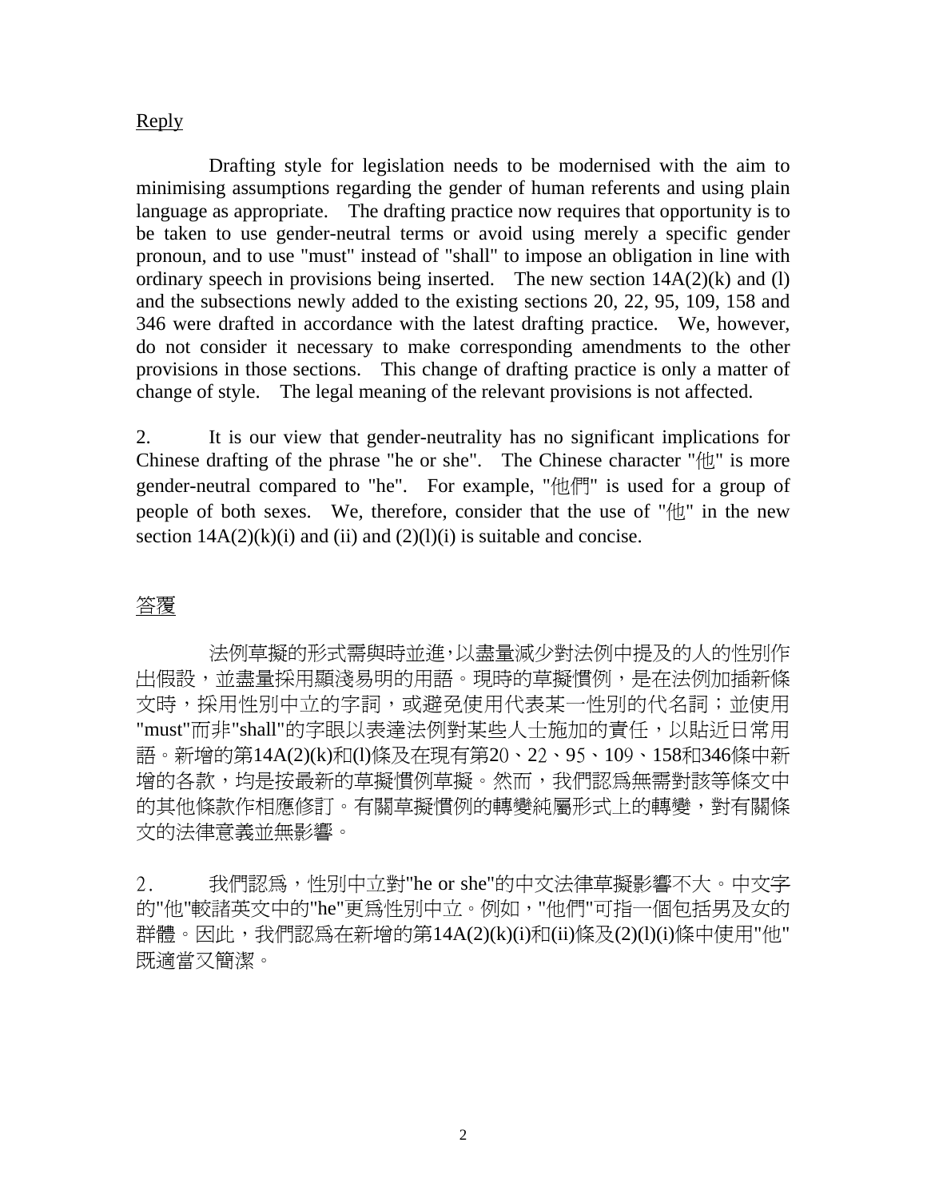<u>Reply</u>

Drafting style for legislation needs to be modernised with the aim to minimising assumptions regarding the gender of human referents and using plain language as appropriate. The drafting practice now requires that opportunity is to be taken to use gender-neutral terms or avoid using merely a specific gender pronoun, and to use "must" instead of "shall" to impose an obligation in line with ordinary speech in provisions being inserted. The new section 14A(2)(k) and (l) and the subsections newly added to the existing sections 20, 22, 95, 109, 158 and 346 were drafted in accordance with the latest drafting practice. We, however, do not consider it necessary to make corresponding amendments to the other provisions in those sections. This change of drafting practice is only a matter of change of style. The legal meaning of the relevant provisions is not affected.

2. It is our view that gender-neutrality has no significant implications for Chinese drafting of the phrase "he or she". The Chinese character "他" is more gender-neutral compared to "he". For example, "他們" is used for a group of people of both sexes. We, therefore, consider that the use of "他" in the new section 14A(2)(k)(i) and (ii) and (2)(l)(i) is suitable and concise.

<u>答覆</u>

法例草擬的形式需與時並進，以盡量減少對法例中提及的人的性別作出假設，並盡量採用顯淺易明的用語。現時的草擬慣例，是在法例加插新條文時，採用性別中立的字詞，或避免使用代表某一性別的代名詞；並使用"must"而非"shall"的字眼以表達法例對某些人士施加的責任，以貼近日常用語。新增的第14A(2)(k)和(l)條及在現有第20、22、95、109、158和346條中新增的各款，均是按最新的草擬慣例草擬。然而，我們認爲無需對該等條文中的其他條款作相應修訂。有關草擬慣例的轉變純屬形式上的轉變，對有關條文的法律意義並無影響。

2. 我們認爲，性別中立對"he or she"的中文法律草擬影響不大。中文字的"他"較諸英文中的"he"更爲性別中立。例如，"他們"可指一個包括男及女的群體。因此，我們認爲在新增的第14A(2)(k)(i)和(ii)條及(2)(l)(i)條中使用"他"既適當又簡潔。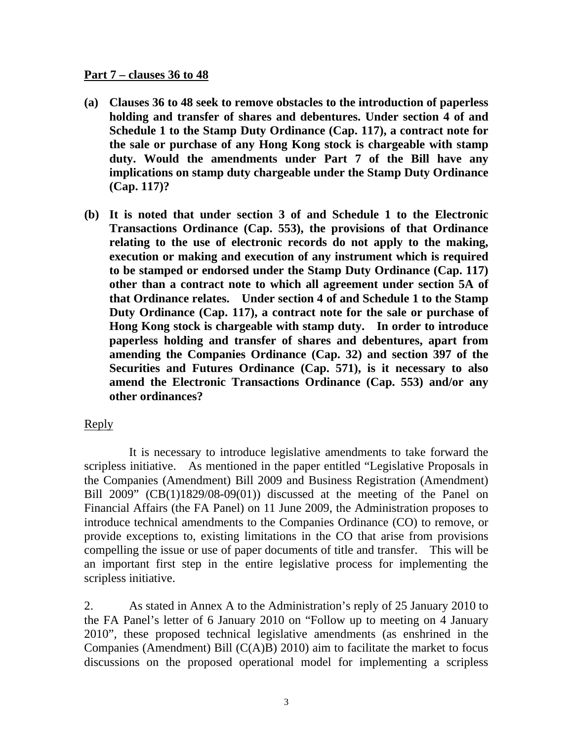**Part 7 – clauses 36 to 48**

**(a) Clauses 36 to 48 seek to remove obstacles to the introduction of paperless holding and transfer of shares and debentures. Under section 4 of and Schedule 1 to the Stamp Duty Ordinance (Cap. 117), a contract note for the sale or purchase of any Hong Kong stock is chargeable with stamp duty. Would the amendments under Part 7 of the Bill have any implications on stamp duty chargeable under the Stamp Duty Ordinance (Cap. 117)?**

**(b) It is noted that under section 3 of and Schedule 1 to the Electronic Transactions Ordinance (Cap. 553), the provisions of that Ordinance relating to the use of electronic records do not apply to the making, execution or making and execution of any instrument which is required to be stamped or endorsed under the Stamp Duty Ordinance (Cap. 117) other than a contract note to which all agreement under section 5A of that Ordinance relates. Under section 4 of and Schedule 1 to the Stamp Duty Ordinance (Cap. 117), a contract note for the sale or purchase of Hong Kong stock is chargeable with stamp duty. In order to introduce paperless holding and transfer of shares and debentures, apart from amending the Companies Ordinance (Cap. 32) and section 397 of the Securities and Futures Ordinance (Cap. 571), is it necessary to also amend the Electronic Transactions Ordinance (Cap. 553) and/or any other ordinances?**

Reply

It is necessary to introduce legislative amendments to take forward the scripless initiative. As mentioned in the paper entitled "Legislative Proposals in the Companies (Amendment) Bill 2009 and Business Registration (Amendment) Bill 2009" (CB(1)1829/08-09(01)) discussed at the meeting of the Panel on Financial Affairs (the FA Panel) on 11 June 2009, the Administration proposes to introduce technical amendments to the Companies Ordinance (CO) to remove, or provide exceptions to, existing limitations in the CO that arise from provisions compelling the issue or use of paper documents of title and transfer. This will be an important first step in the entire legislative process for implementing the scripless initiative.

2. As stated in Annex A to the Administration's reply of 25 January 2010 to the FA Panel's letter of 6 January 2010 on "Follow up to meeting on 4 January 2010", these proposed technical legislative amendments (as enshrined in the Companies (Amendment) Bill (C(A)B) 2010) aim to facilitate the market to focus discussions on the proposed operational model for implementing a scripless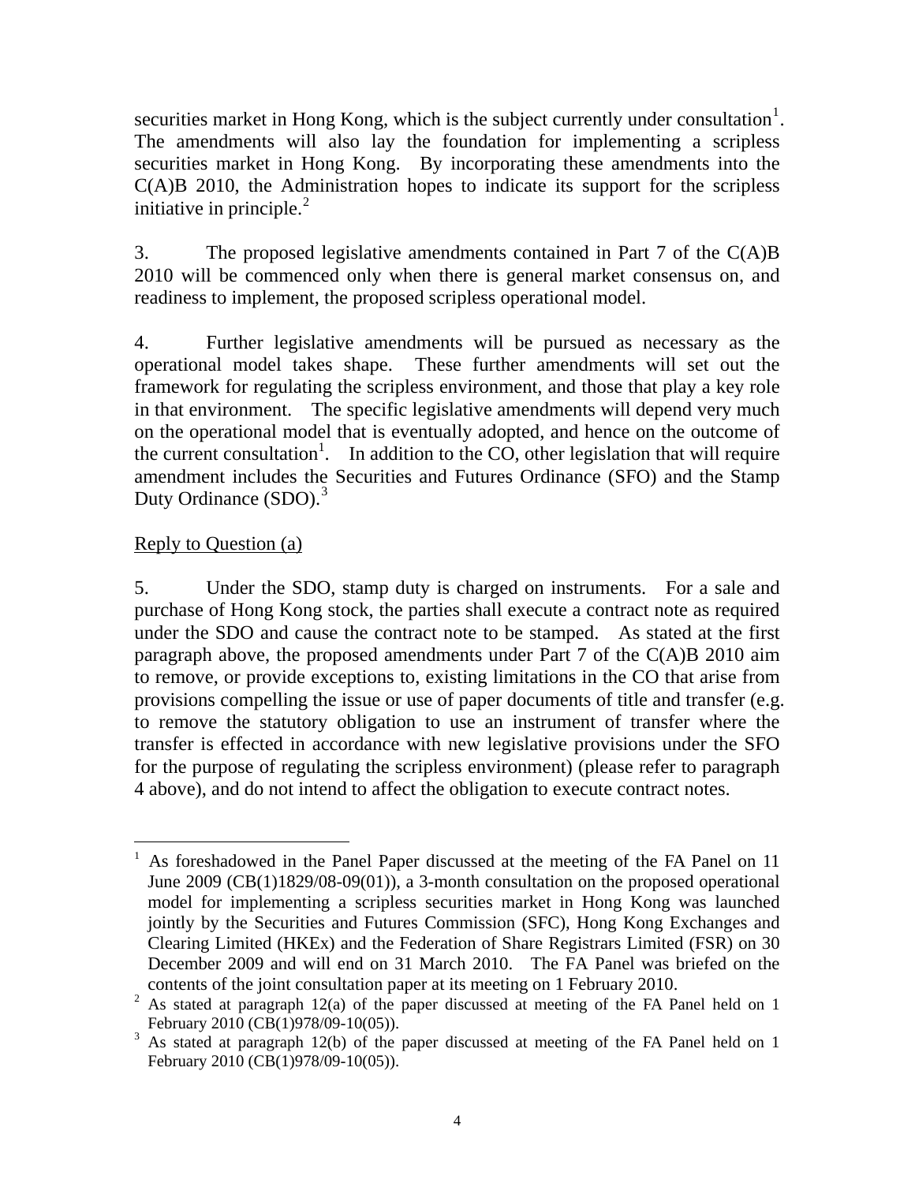securities market in Hong Kong, which is the subject currently under consultation[1]. The amendments will also lay the foundation for implementing a scripless securities market in Hong Kong. By incorporating these amendments into the C(A)B 2010, the Administration hopes to indicate its support for the scripless initiative in principle.[2]

3. The proposed legislative amendments contained in Part 7 of the C(A)B 2010 will be commenced only when there is general market consensus on, and readiness to implement, the proposed scripless operational model.

4. Further legislative amendments will be pursued as necessary as the operational model takes shape. These further amendments will set out the framework for regulating the scripless environment, and those that play a key role in that environment. The specific legislative amendments will depend very much on the operational model that is eventually adopted, and hence on the outcome of the current consultation[1]. In addition to the CO, other legislation that will require amendment includes the Securities and Futures Ordinance (SFO) and the Stamp Duty Ordinance (SDO).[3]

Reply to Question (a)

5. Under the SDO, stamp duty is charged on instruments. For a sale and purchase of Hong Kong stock, the parties shall execute a contract note as required under the SDO and cause the contract note to be stamped. As stated at the first paragraph above, the proposed amendments under Part 7 of the C(A)B 2010 aim to remove, or provide exceptions to, existing limitations in the CO that arise from provisions compelling the issue or use of paper documents of title and transfer (e.g. to remove the statutory obligation to use an instrument of transfer where the transfer is effected in accordance with new legislative provisions under the SFO for the purpose of regulating the scripless environment) (please refer to paragraph 4 above), and do not intend to affect the obligation to execute contract notes.

---

[1] As foreshadowed in the Panel Paper discussed at the meeting of the FA Panel on 11 June 2009 (CB(1)1829/08-09(01)), a 3-month consultation on the proposed operational model for implementing a scripless securities market in Hong Kong was launched jointly by the Securities and Futures Commission (SFC), Hong Kong Exchanges and Clearing Limited (HKEx) and the Federation of Share Registrars Limited (FSR) on 30 December 2009 and will end on 31 March 2010. The FA Panel was briefed on the contents of the joint consultation paper at its meeting on 1 February 2010.

[2] As stated at paragraph 12(a) of the paper discussed at meeting of the FA Panel held on 1 February 2010 (CB(1)978/09-10(05)).

[3] As stated at paragraph 12(b) of the paper discussed at meeting of the FA Panel held on 1 February 2010 (CB(1)978/09-10(05)).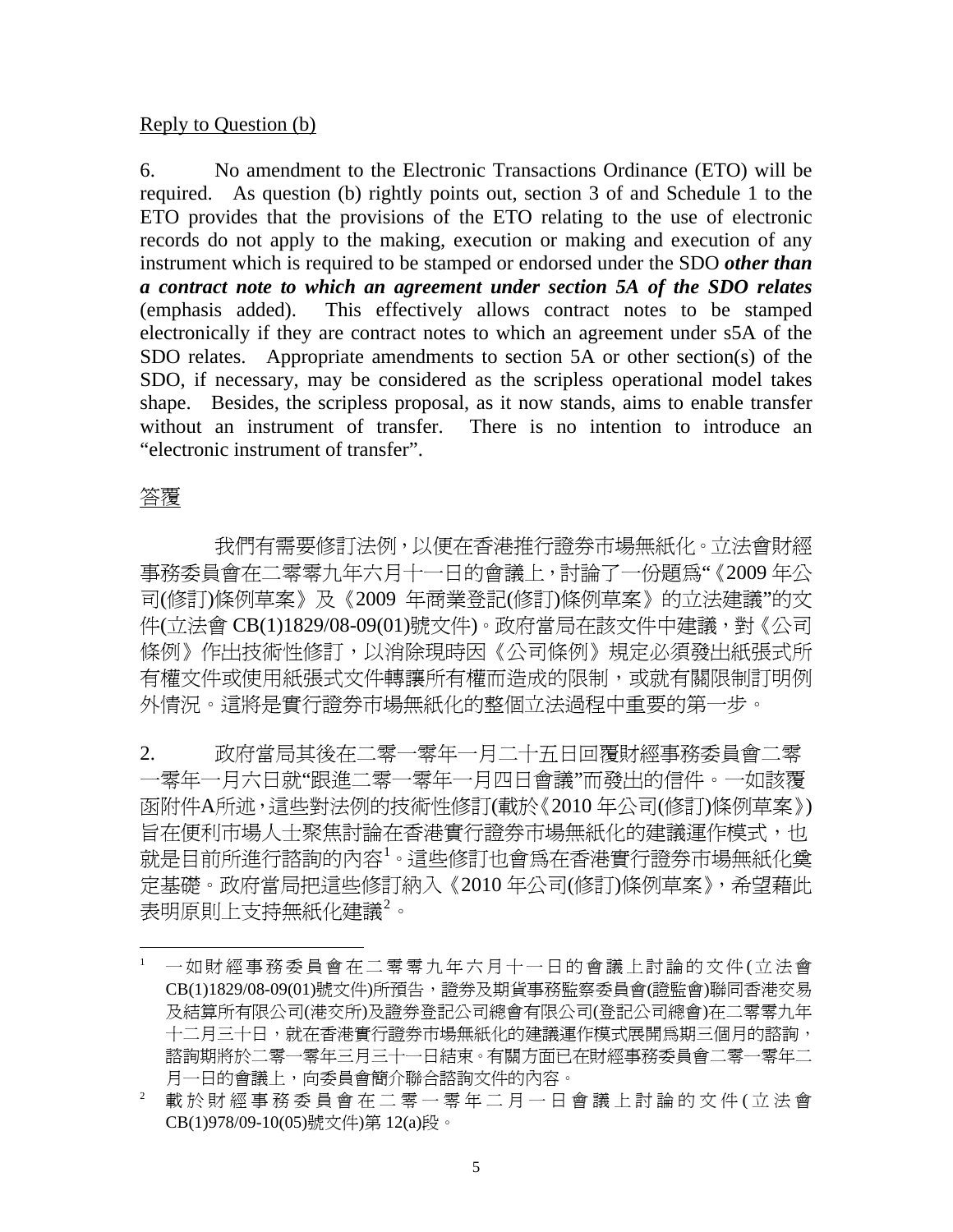Reply to Question (b)

6. No amendment to the Electronic Transactions Ordinance (ETO) will be required. As question (b) rightly points out, section 3 of and Schedule 1 to the ETO provides that the provisions of the ETO relating to the use of electronic records do not apply to the making, execution or making and execution of any instrument which is required to be stamped or endorsed under the SDO ***other than a contract note to which an agreement under section 5A of the SDO relates*** (emphasis added). This effectively allows contract notes to be stamped electronically if they are contract notes to which an agreement under s5A of the SDO relates. Appropriate amendments to section 5A or other section(s) of the SDO, if necessary, may be considered as the scripless operational model takes shape. Besides, the scripless proposal, as it now stands, aims to enable transfer without an instrument of transfer. There is no intention to introduce an "electronic instrument of transfer".

答覆

我們有需要修訂法例，以便在香港推行證券市場無紙化。立法會財經事務委員會在二零零九年六月十一日的會議上，討論了一份題為"《2009 年公司(修訂)條例草案》及《2009 年商業登記(修訂)條例草案》的立法建議"的文件(立法會 CB(1)1829/08-09(01)號文件)。政府當局在該文件中建議，對《公司條例》作出技術性修訂，以消除現時因《公司條例》規定必須發出紙張式所有權文件或使用紙張式文件轉讓所有權而造成的限制，或就有關限制訂明例外情況。這將是實行證券市場無紙化的整個立法過程中重要的第一步。

2. 政府當局其後在二零一零年一月二十五日回覆財經事務委員會二零一零年一月六日就"跟進二零一零年一月四日會議"而發出的信件。一如該覆函附件A所述，這些對法例的技術性修訂(載於《2010 年公司(修訂)條例草案》)旨在便利市場人士聚焦討論在香港實行證券市場無紙化的建議運作模式，也就是目前所進行諮詢的內容[1]。這些修訂也會為在香港實行證券市場無紙化奠定基礎。政府當局把這些修訂納入《2010 年公司(修訂)條例草案》，希望藉此表明原則上支持無紙化建議[2]。

---

[1] 一如財經事務委員會在二零零九年六月十一日的會議上討論的文件(立法會 CB(1)1829/08-09(01)號文件)所預告，證券及期貨事務監察委員會(證監會)聯同香港交易及結算所有限公司(港交所)及證券登記公司總會有限公司(登記公司總會)在二零零九年十二月三十日，就在香港實行證券市場無紙化的建議運作模式展開為期三個月的諮詢，諮詢期將於二零一零年三月三十一日結束。有關方面已在財經事務委員會二零一零年二月一日的會議上，向委員會簡介聯合諮詢文件的內容。

[2] 載於財經事務委員會在二零一零年二月一日會議上討論的文件(立法會 CB(1)978/09-10(05)號文件)第 12(a)段。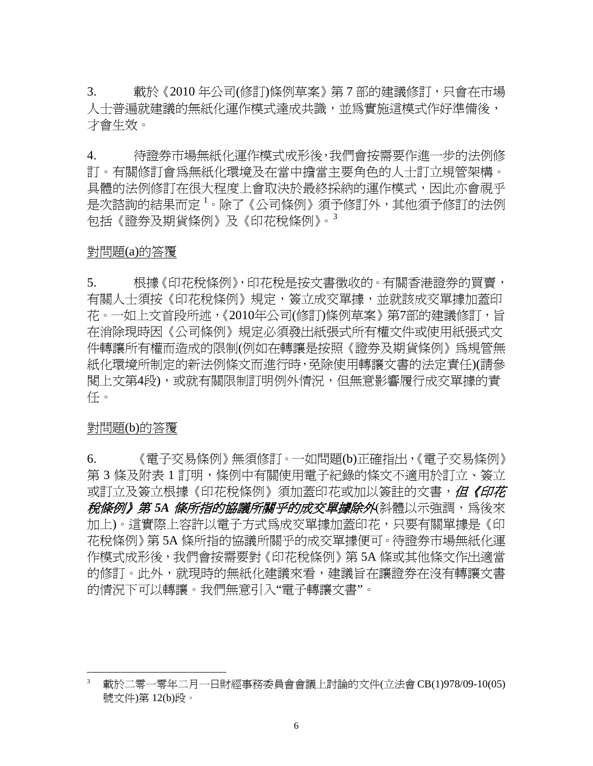3. 載於《2010 年公司(修訂)條例草案》第 7 部的建議修訂，只會在市場人士普遍就建議的無紙化運作模式達成共識，並爲實施這模式作好準備後，才會生效。

4. 待證券市場無紙化運作模式成形後，我們會按需要作進一步的法例修訂。有關修訂會爲無紙化環境及在當中擔當主要角色的人士訂立規管架構。具體的法例修訂在很大程度上會取決於最終採納的運作模式，因此亦會視乎是次諮詢的結果而定[1]。除了《公司條例》須予修訂外，其他須予修訂的法例包括《證券及期貨條例》及《印花稅條例》。[3]

<u>對問題(a)的答覆</u>

5. 根據《印花稅條例》，印花稅是按文書徵收的。有關香港證券的買賣，有關人士須按《印花稅條例》規定，簽立成交單據，並就該成交單據加蓋印花。一如上文首段所述，《2010年公司(修訂)條例草案》第7部的建議修訂，旨在消除現時因《公司條例》規定必須發出紙張式所有權文件或使用紙張式文件轉讓所有權而造成的限制(例如在轉讓是按照《證券及期貨條例》爲規管無紙化環境所制定的新法例條文而進行時，免除使用轉讓文書的法定責任)(請參閱上文第4段)，或就有關限制訂明例外情況，但無意影響履行成交單據的責任。

<u>對問題(b)的答覆</u>

6. 《電子交易條例》無須修訂。一如問題(b)正確指出，《電子交易條例》第 3 條及附表 1 訂明，條例中有關使用電子紀錄的條文不適用於訂立、簽立或訂立及簽立根據《印花稅條例》須加蓋印花或加以簽註的文書，***但《印花稅條例》第 5A 條所指的協議所關乎的成交單據除外***(斜體以示強調，爲後來加上)。這實際上容許以電子方式爲成交單據加蓋印花，只要有關單據是《印花稅條例》第 5A 條所指的協議所關乎的成交單據便可。待證券市場無紙化運作模式成形後，我們會按需要對《印花稅條例》第 5A 條或其他條文作出適當的修訂。此外，就現時的無紙化建議來看，建議旨在讓證券在沒有轉讓文書的情況下可以轉讓。我們無意引入"電子轉讓文書"。

---

[3] 載於二零一零年二月一日財經事務委員會會議上討論的文件(立法會 CB(1)978/09-10(05)號文件)第 12(b)段。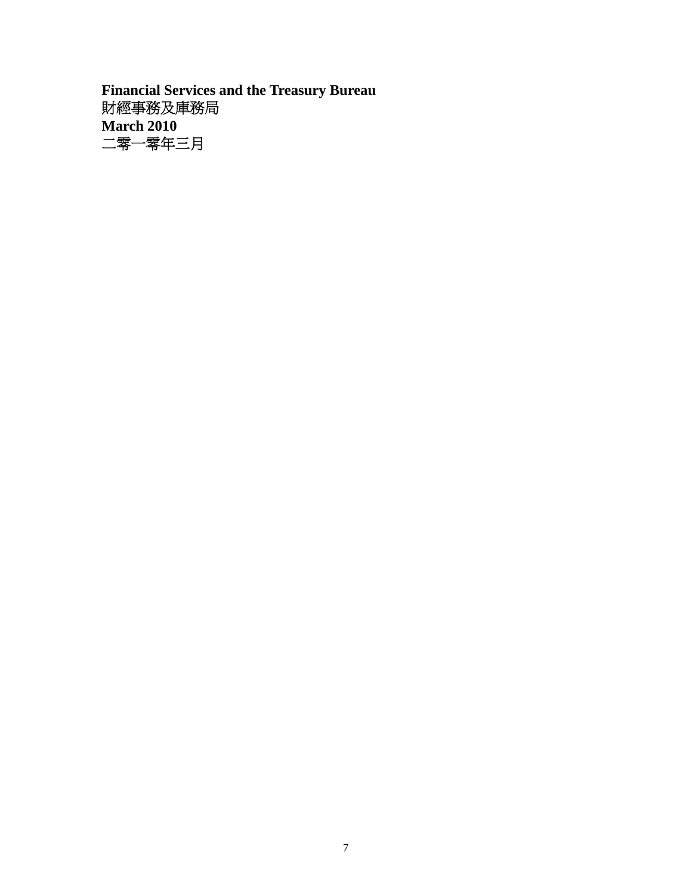**Financial Services and the Treasury Bureau**
財經事務及庫務局
**March 2010**
二零一零年三月